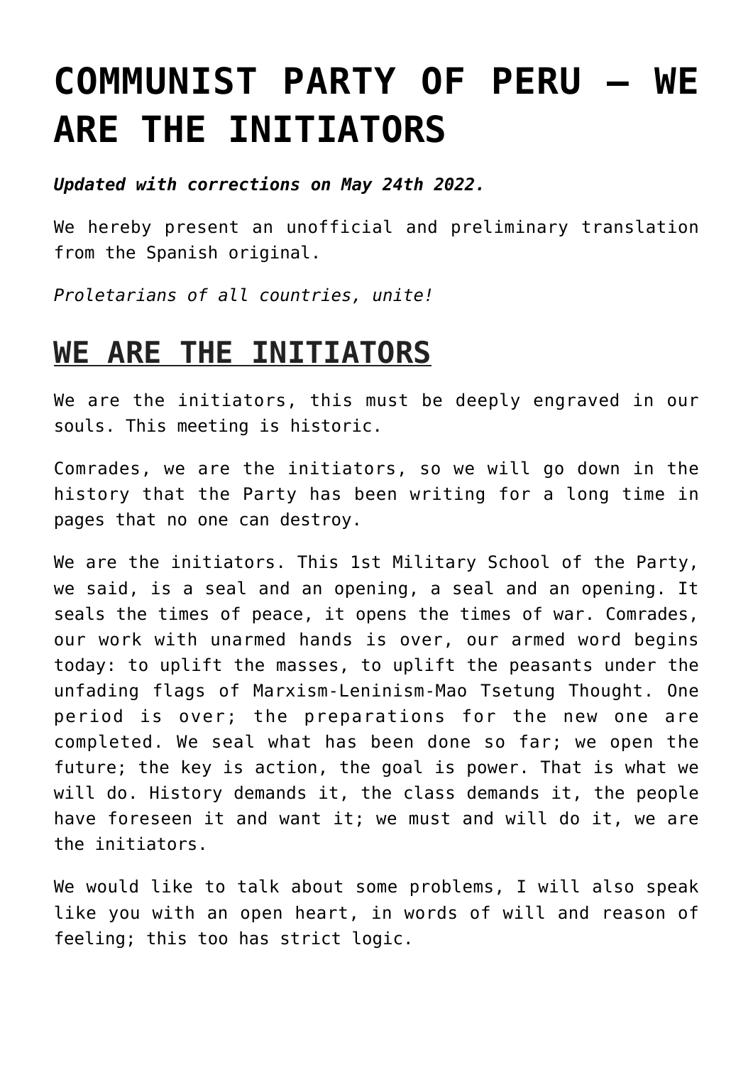# COMMUNIST PARTY OF PERU – WE ARE THE INITIATORS

***Updated with corrections on May 24th 2022.***

We hereby present an unofficial and preliminary translation from the Spanish original.

*Proletarians of all countries, unite!*

## WE ARE THE INITIATORS

We are the initiators, this must be deeply engraved in our souls. This meeting is historic.

Comrades, we are the initiators, so we will go down in the history that the Party has been writing for a long time in pages that no one can destroy.

We are the initiators. This 1st Military School of the Party, we said, is a seal and an opening, a seal and an opening. It seals the times of peace, it opens the times of war. Comrades, our work with unarmed hands is over, our armed word begins today: to uplift the masses, to uplift the peasants under the unfading flags of Marxism-Leninism-Mao Tsetung Thought. One period is over; the preparations for the new one are completed. We seal what has been done so far; we open the future; the key is action, the goal is power. That is what we will do. History demands it, the class demands it, the people have foreseen it and want it; we must and will do it, we are the initiators.

We would like to talk about some problems, I will also speak like you with an open heart, in words of will and reason of feeling; this too has strict logic.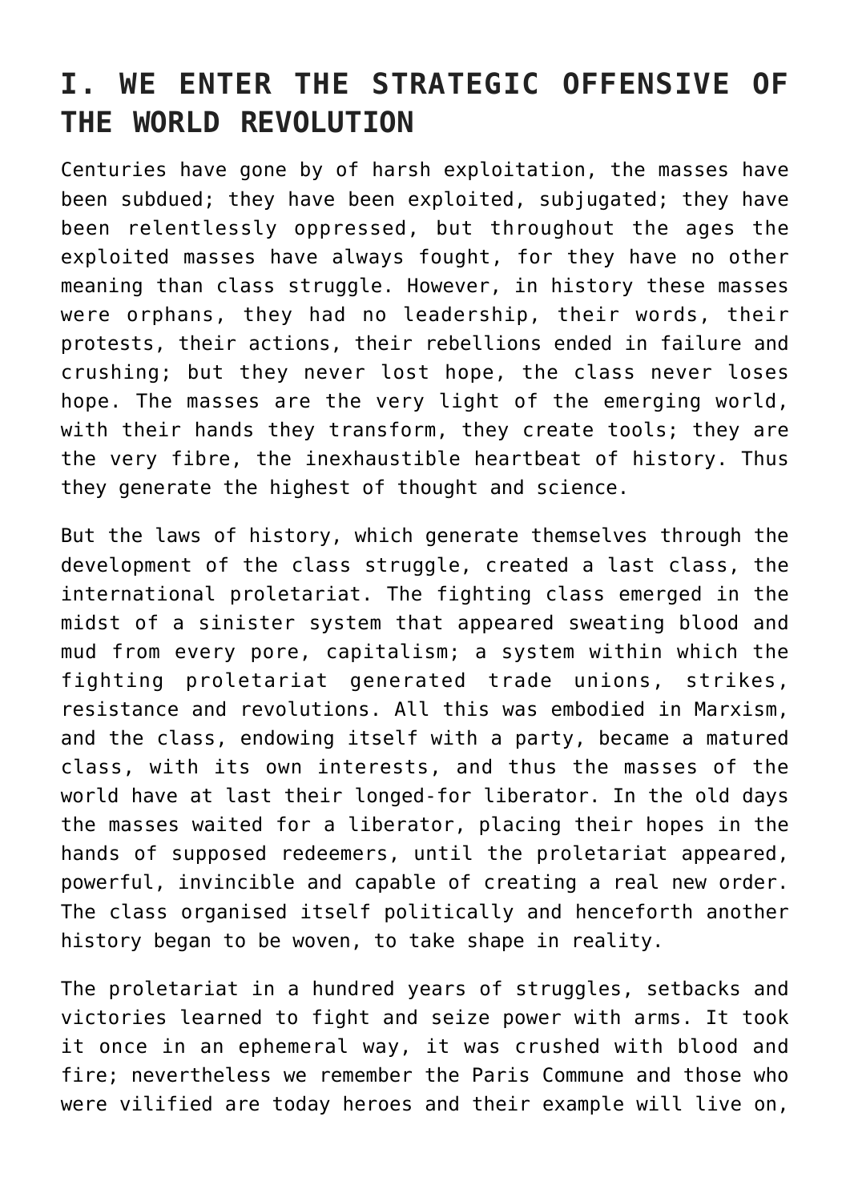## I. WE ENTER THE STRATEGIC OFFENSIVE OF THE WORLD REVOLUTION

Centuries have gone by of harsh exploitation, the masses have been subdued; they have been exploited, subjugated; they have been relentlessly oppressed, but throughout the ages the exploited masses have always fought, for they have no other meaning than class struggle. However, in history these masses were orphans, they had no leadership, their words, their protests, their actions, their rebellions ended in failure and crushing; but they never lost hope, the class never loses hope. The masses are the very light of the emerging world, with their hands they transform, they create tools; they are the very fibre, the inexhaustible heartbeat of history. Thus they generate the highest of thought and science.

But the laws of history, which generate themselves through the development of the class struggle, created a last class, the international proletariat. The fighting class emerged in the midst of a sinister system that appeared sweating blood and mud from every pore, capitalism; a system within which the fighting proletariat generated trade unions, strikes, resistance and revolutions. All this was embodied in Marxism, and the class, endowing itself with a party, became a matured class, with its own interests, and thus the masses of the world have at last their longed-for liberator. In the old days the masses waited for a liberator, placing their hopes in the hands of supposed redeemers, until the proletariat appeared, powerful, invincible and capable of creating a real new order. The class organised itself politically and henceforth another history began to be woven, to take shape in reality.

The proletariat in a hundred years of struggles, setbacks and victories learned to fight and seize power with arms. It took it once in an ephemeral way, it was crushed with blood and fire; nevertheless we remember the Paris Commune and those who were vilified are today heroes and their example will live on,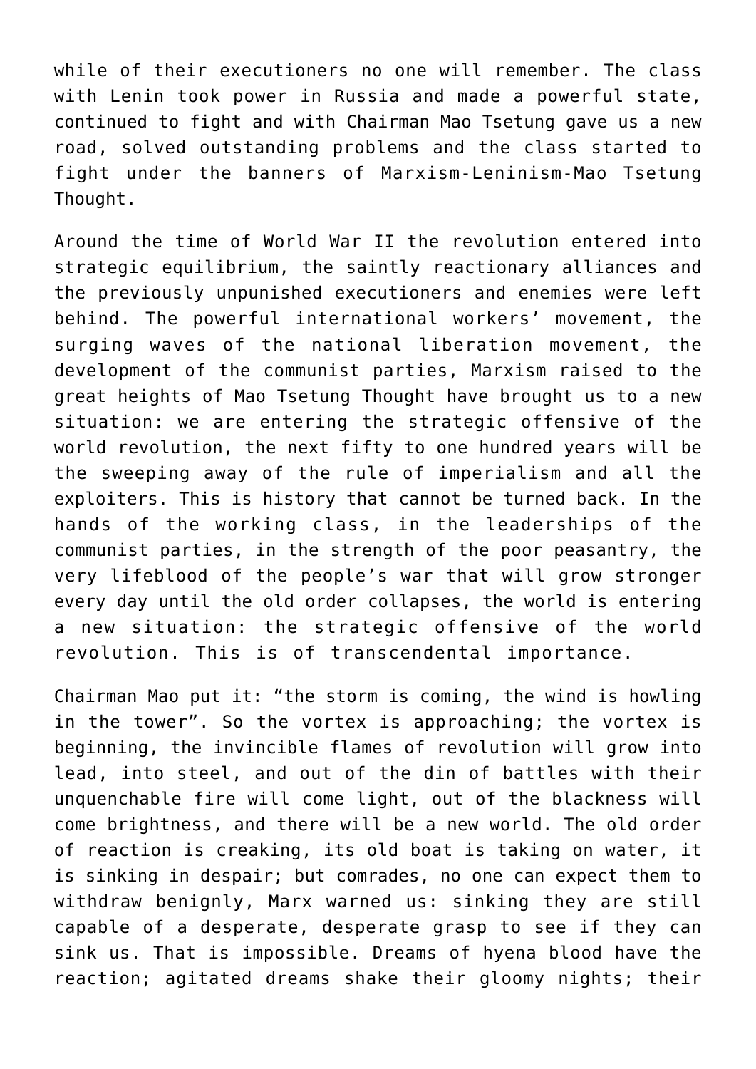while of their executioners no one will remember. The class with Lenin took power in Russia and made a powerful state, continued to fight and with Chairman Mao Tsetung gave us a new road, solved outstanding problems and the class started to fight under the banners of Marxism-Leninism-Mao Tsetung Thought.

Around the time of World War II the revolution entered into strategic equilibrium, the saintly reactionary alliances and the previously unpunished executioners and enemies were left behind. The powerful international workers' movement, the surging waves of the national liberation movement, the development of the communist parties, Marxism raised to the great heights of Mao Tsetung Thought have brought us to a new situation: we are entering the strategic offensive of the world revolution, the next fifty to one hundred years will be the sweeping away of the rule of imperialism and all the exploiters. This is history that cannot be turned back. In the hands of the working class, in the leaderships of the communist parties, in the strength of the poor peasantry, the very lifeblood of the people's war that will grow stronger every day until the old order collapses, the world is entering a new situation: the strategic offensive of the world revolution. This is of transcendental importance.

Chairman Mao put it: "the storm is coming, the wind is howling in the tower". So the vortex is approaching; the vortex is beginning, the invincible flames of revolution will grow into lead, into steel, and out of the din of battles with their unquenchable fire will come light, out of the blackness will come brightness, and there will be a new world. The old order of reaction is creaking, its old boat is taking on water, it is sinking in despair; but comrades, no one can expect them to withdraw benignly, Marx warned us: sinking they are still capable of a desperate, desperate grasp to see if they can sink us. That is impossible. Dreams of hyena blood have the reaction; agitated dreams shake their gloomy nights; their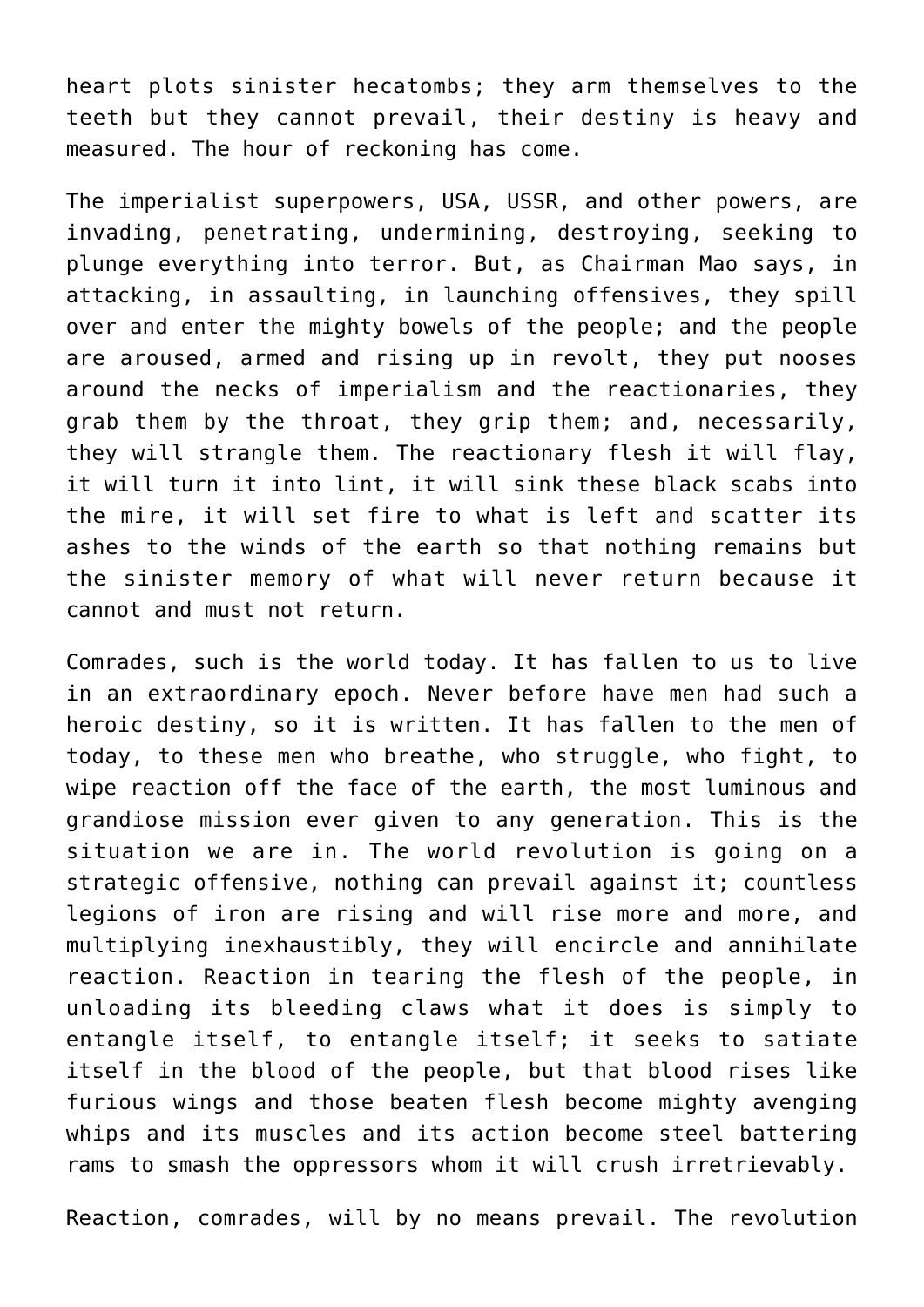heart plots sinister hecatombs; they arm themselves to the teeth but they cannot prevail, their destiny is heavy and measured. The hour of reckoning has come.

The imperialist superpowers, USA, USSR, and other powers, are invading, penetrating, undermining, destroying, seeking to plunge everything into terror. But, as Chairman Mao says, in attacking, in assaulting, in launching offensives, they spill over and enter the mighty bowels of the people; and the people are aroused, armed and rising up in revolt, they put nooses around the necks of imperialism and the reactionaries, they grab them by the throat, they grip them; and, necessarily, they will strangle them. The reactionary flesh it will flay, it will turn it into lint, it will sink these black scabs into the mire, it will set fire to what is left and scatter its ashes to the winds of the earth so that nothing remains but the sinister memory of what will never return because it cannot and must not return.

Comrades, such is the world today. It has fallen to us to live in an extraordinary epoch. Never before have men had such a heroic destiny, so it is written. It has fallen to the men of today, to these men who breathe, who struggle, who fight, to wipe reaction off the face of the earth, the most luminous and grandiose mission ever given to any generation. This is the situation we are in. The world revolution is going on a strategic offensive, nothing can prevail against it; countless legions of iron are rising and will rise more and more, and multiplying inexhaustibly, they will encircle and annihilate reaction. Reaction in tearing the flesh of the people, in unloading its bleeding claws what it does is simply to entangle itself, to entangle itself; it seeks to satiate itself in the blood of the people, but that blood rises like furious wings and those beaten flesh become mighty avenging whips and its muscles and its action become steel battering rams to smash the oppressors whom it will crush irretrievably.

Reaction, comrades, will by no means prevail. The revolution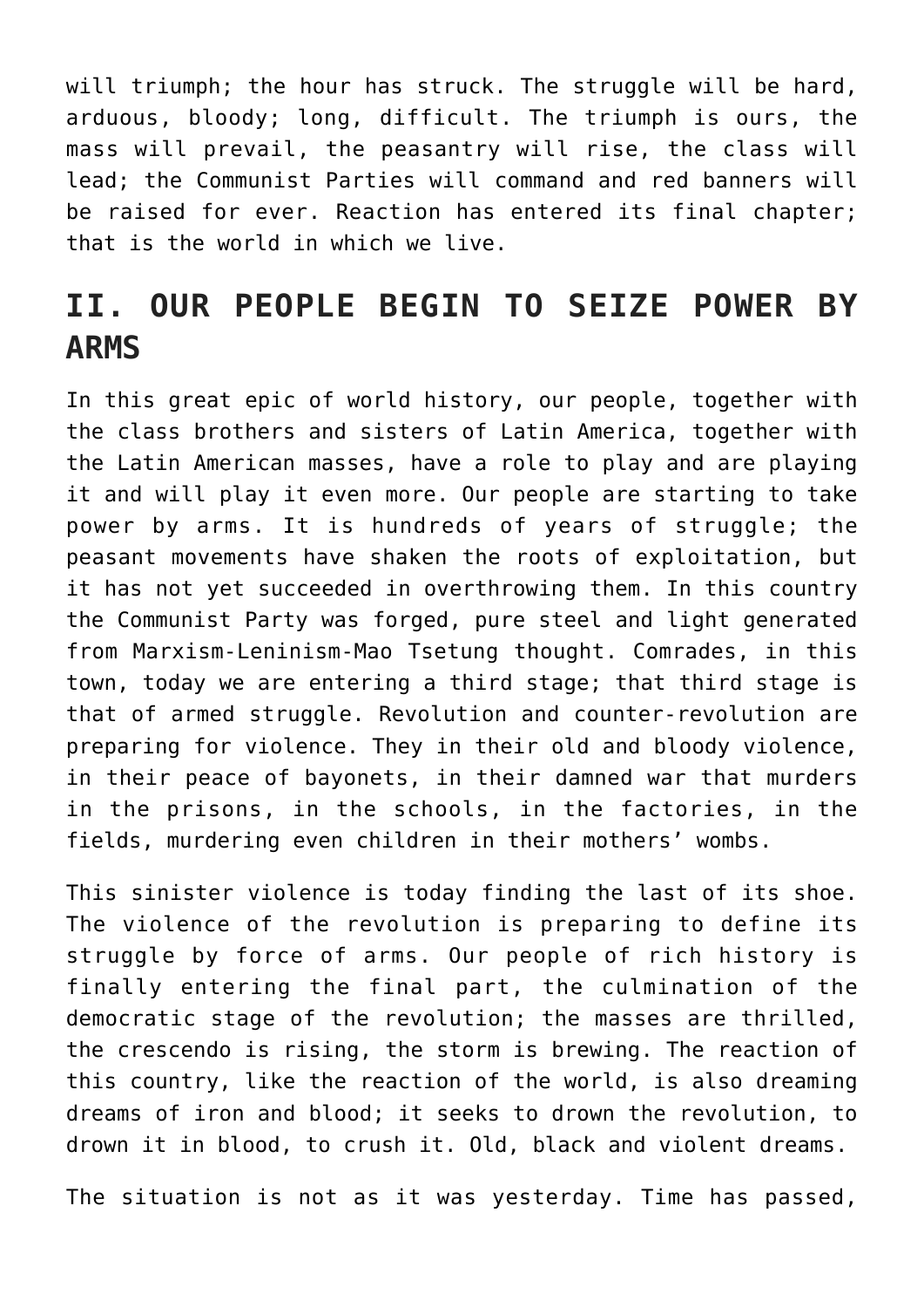will triumph; the hour has struck. The struggle will be hard, arduous, bloody; long, difficult. The triumph is ours, the mass will prevail, the peasantry will rise, the class will lead; the Communist Parties will command and red banners will be raised for ever. Reaction has entered its final chapter; that is the world in which we live.

## II. OUR PEOPLE BEGIN TO SEIZE POWER BY ARMS

In this great epic of world history, our people, together with the class brothers and sisters of Latin America, together with the Latin American masses, have a role to play and are playing it and will play it even more. Our people are starting to take power by arms. It is hundreds of years of struggle; the peasant movements have shaken the roots of exploitation, but it has not yet succeeded in overthrowing them. In this country the Communist Party was forged, pure steel and light generated from Marxism-Leninism-Mao Tsetung thought. Comrades, in this town, today we are entering a third stage; that third stage is that of armed struggle. Revolution and counter-revolution are preparing for violence. They in their old and bloody violence, in their peace of bayonets, in their damned war that murders in the prisons, in the schools, in the factories, in the fields, murdering even children in their mothers' wombs.

This sinister violence is today finding the last of its shoe. The violence of the revolution is preparing to define its struggle by force of arms. Our people of rich history is finally entering the final part, the culmination of the democratic stage of the revolution; the masses are thrilled, the crescendo is rising, the storm is brewing. The reaction of this country, like the reaction of the world, is also dreaming dreams of iron and blood; it seeks to drown the revolution, to drown it in blood, to crush it. Old, black and violent dreams.

The situation is not as it was yesterday. Time has passed,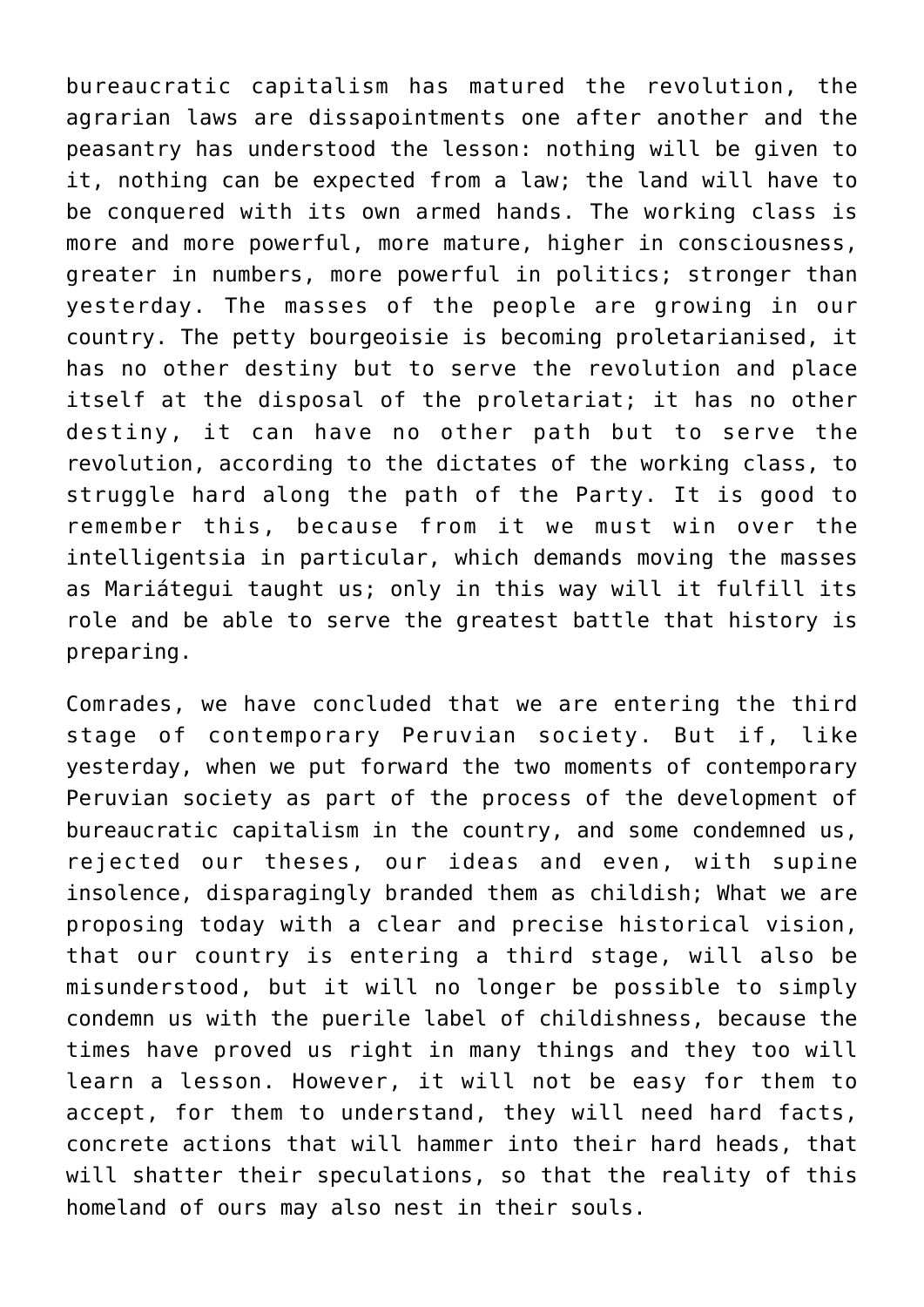bureaucratic capitalism has matured the revolution, the agrarian laws are dissapointments one after another and the peasantry has understood the lesson: nothing will be given to it, nothing can be expected from a law; the land will have to be conquered with its own armed hands. The working class is more and more powerful, more mature, higher in consciousness, greater in numbers, more powerful in politics; stronger than yesterday. The masses of the people are growing in our country. The petty bourgeoisie is becoming proletarianised, it has no other destiny but to serve the revolution and place itself at the disposal of the proletariat; it has no other destiny, it can have no other path but to serve the revolution, according to the dictates of the working class, to struggle hard along the path of the Party. It is good to remember this, because from it we must win over the intelligentsia in particular, which demands moving the masses as Mariátegui taught us; only in this way will it fulfill its role and be able to serve the greatest battle that history is preparing.

Comrades, we have concluded that we are entering the third stage of contemporary Peruvian society. But if, like yesterday, when we put forward the two moments of contemporary Peruvian society as part of the process of the development of bureaucratic capitalism in the country, and some condemned us, rejected our theses, our ideas and even, with supine insolence, disparagingly branded them as childish; What we are proposing today with a clear and precise historical vision, that our country is entering a third stage, will also be misunderstood, but it will no longer be possible to simply condemn us with the puerile label of childishness, because the times have proved us right in many things and they too will learn a lesson. However, it will not be easy for them to accept, for them to understand, they will need hard facts, concrete actions that will hammer into their hard heads, that will shatter their speculations, so that the reality of this homeland of ours may also nest in their souls.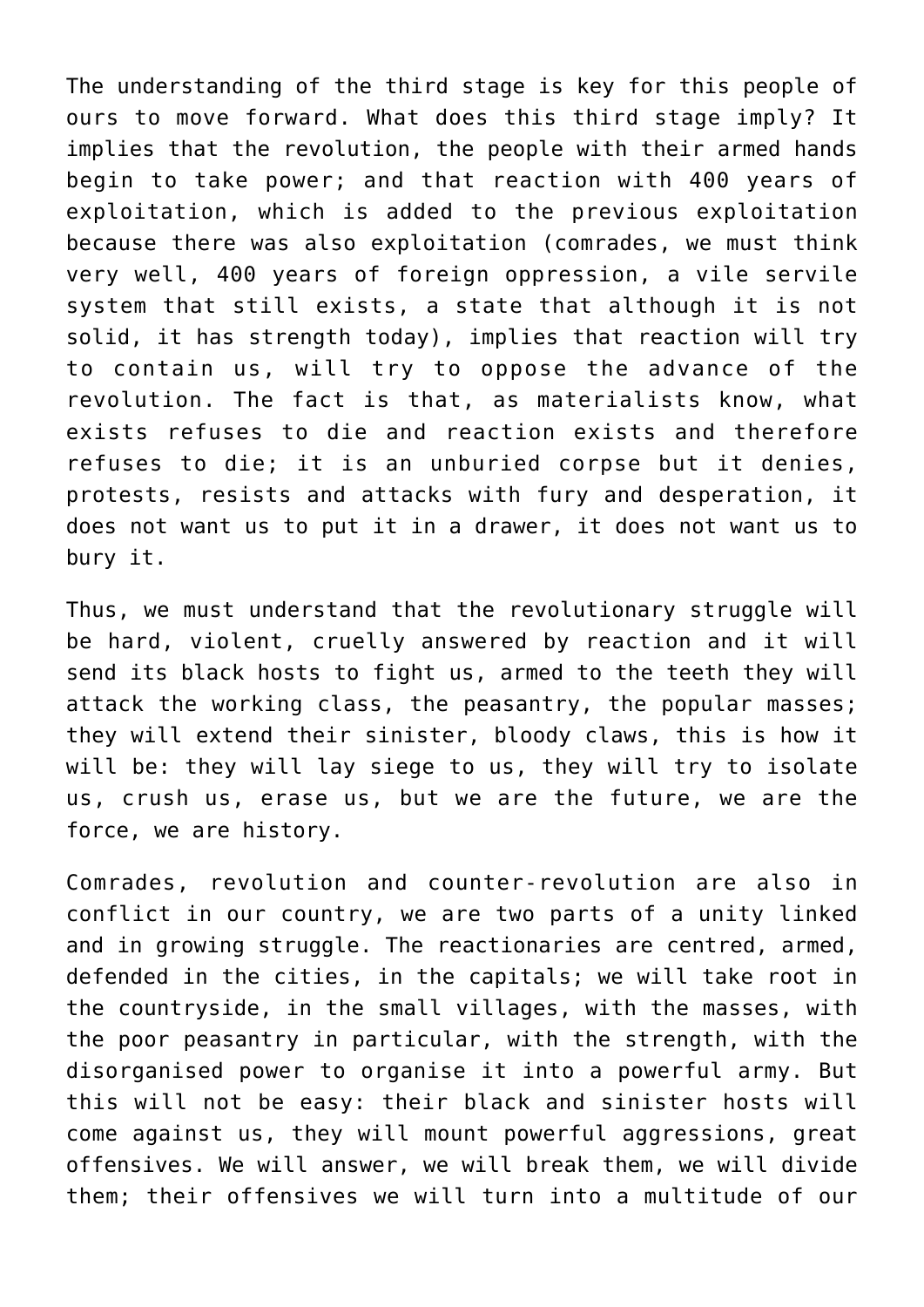The understanding of the third stage is key for this people of ours to move forward. What does this third stage imply? It implies that the revolution, the people with their armed hands begin to take power; and that reaction with 400 years of exploitation, which is added to the previous exploitation because there was also exploitation (comrades, we must think very well, 400 years of foreign oppression, a vile servile system that still exists, a state that although it is not solid, it has strength today), implies that reaction will try to contain us, will try to oppose the advance of the revolution. The fact is that, as materialists know, what exists refuses to die and reaction exists and therefore refuses to die; it is an unburied corpse but it denies, protests, resists and attacks with fury and desperation, it does not want us to put it in a drawer, it does not want us to bury it.

Thus, we must understand that the revolutionary struggle will be hard, violent, cruelly answered by reaction and it will send its black hosts to fight us, armed to the teeth they will attack the working class, the peasantry, the popular masses; they will extend their sinister, bloody claws, this is how it will be: they will lay siege to us, they will try to isolate us, crush us, erase us, but we are the future, we are the force, we are history.

Comrades, revolution and counter-revolution are also in conflict in our country, we are two parts of a unity linked and in growing struggle. The reactionaries are centred, armed, defended in the cities, in the capitals; we will take root in the countryside, in the small villages, with the masses, with the poor peasantry in particular, with the strength, with the disorganised power to organise it into a powerful army. But this will not be easy: their black and sinister hosts will come against us, they will mount powerful aggressions, great offensives. We will answer, we will break them, we will divide them; their offensives we will turn into a multitude of our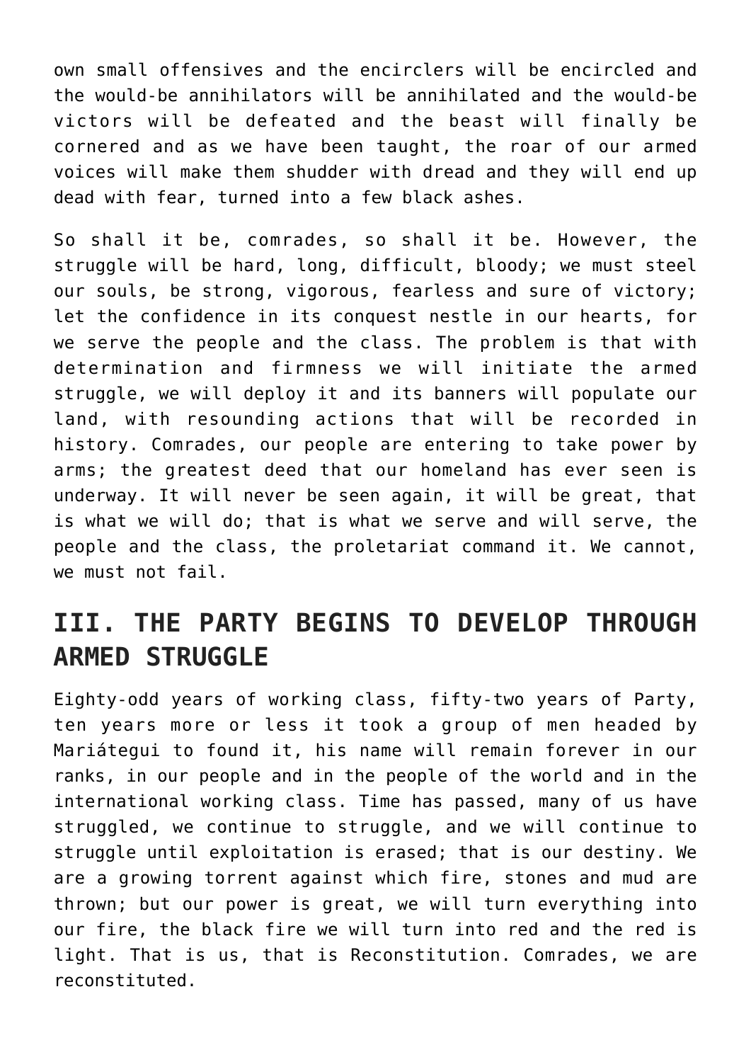own small offensives and the encirclers will be encircled and the would-be annihilators will be annihilated and the would-be victors will be defeated and the beast will finally be cornered and as we have been taught, the roar of our armed voices will make them shudder with dread and they will end up dead with fear, turned into a few black ashes.

So shall it be, comrades, so shall it be. However, the struggle will be hard, long, difficult, bloody; we must steel our souls, be strong, vigorous, fearless and sure of victory; let the confidence in its conquest nestle in our hearts, for we serve the people and the class. The problem is that with determination and firmness we will initiate the armed struggle, we will deploy it and its banners will populate our land, with resounding actions that will be recorded in history. Comrades, our people are entering to take power by arms; the greatest deed that our homeland has ever seen is underway. It will never be seen again, it will be great, that is what we will do; that is what we serve and will serve, the people and the class, the proletariat command it. We cannot, we must not fail.

## III. THE PARTY BEGINS TO DEVELOP THROUGH ARMED STRUGGLE

Eighty-odd years of working class, fifty-two years of Party, ten years more or less it took a group of men headed by Mariátegui to found it, his name will remain forever in our ranks, in our people and in the people of the world and in the international working class. Time has passed, many of us have struggled, we continue to struggle, and we will continue to struggle until exploitation is erased; that is our destiny. We are a growing torrent against which fire, stones and mud are thrown; but our power is great, we will turn everything into our fire, the black fire we will turn into red and the red is light. That is us, that is Reconstitution. Comrades, we are reconstituted.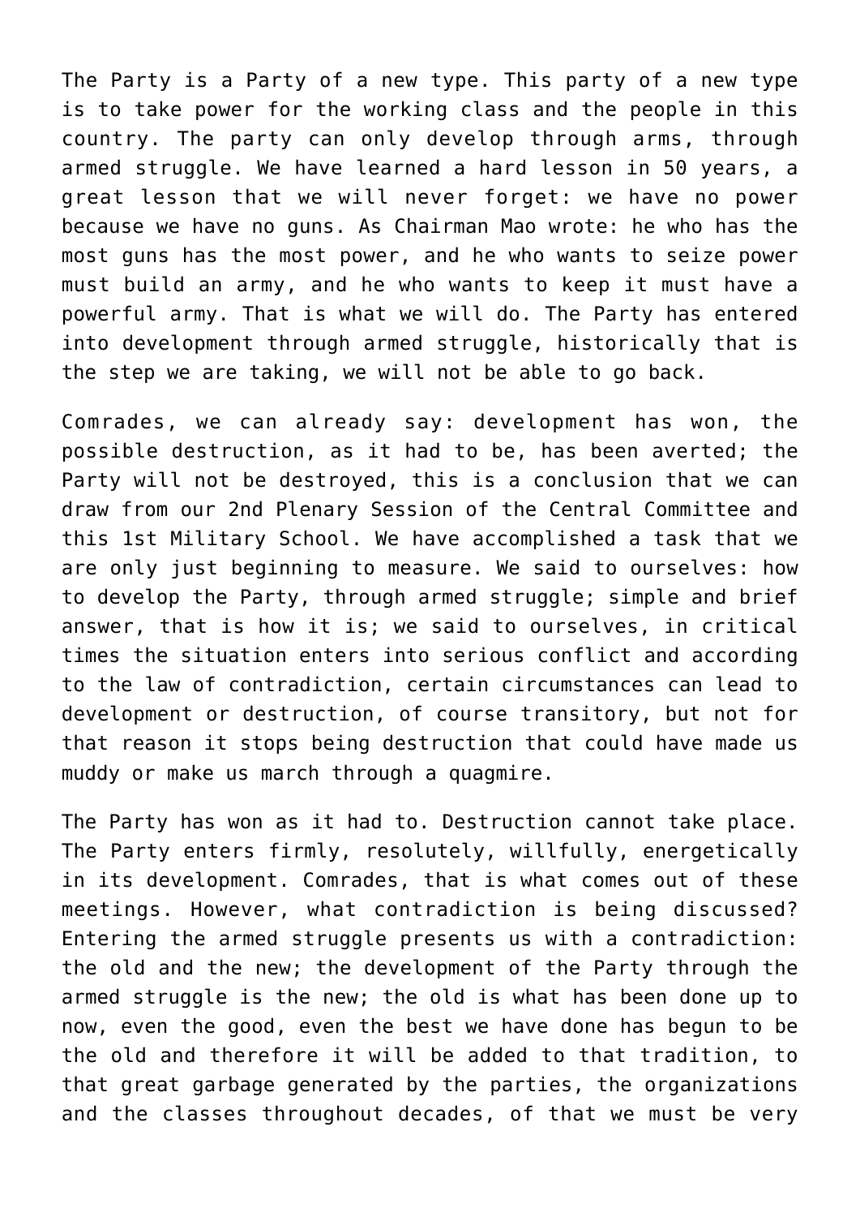The Party is a Party of a new type. This party of a new type is to take power for the working class and the people in this country. The party can only develop through arms, through armed struggle. We have learned a hard lesson in 50 years, a great lesson that we will never forget: we have no power because we have no guns. As Chairman Mao wrote: he who has the most guns has the most power, and he who wants to seize power must build an army, and he who wants to keep it must have a powerful army. That is what we will do. The Party has entered into development through armed struggle, historically that is the step we are taking, we will not be able to go back.

Comrades, we can already say: development has won, the possible destruction, as it had to be, has been averted; the Party will not be destroyed, this is a conclusion that we can draw from our 2nd Plenary Session of the Central Committee and this 1st Military School. We have accomplished a task that we are only just beginning to measure. We said to ourselves: how to develop the Party, through armed struggle; simple and brief answer, that is how it is; we said to ourselves, in critical times the situation enters into serious conflict and according to the law of contradiction, certain circumstances can lead to development or destruction, of course transitory, but not for that reason it stops being destruction that could have made us muddy or make us march through a quagmire.

The Party has won as it had to. Destruction cannot take place. The Party enters firmly, resolutely, willfully, energetically in its development. Comrades, that is what comes out of these meetings. However, what contradiction is being discussed? Entering the armed struggle presents us with a contradiction: the old and the new; the development of the Party through the armed struggle is the new; the old is what has been done up to now, even the good, even the best we have done has begun to be the old and therefore it will be added to that tradition, to that great garbage generated by the parties, the organizations and the classes throughout decades, of that we must be very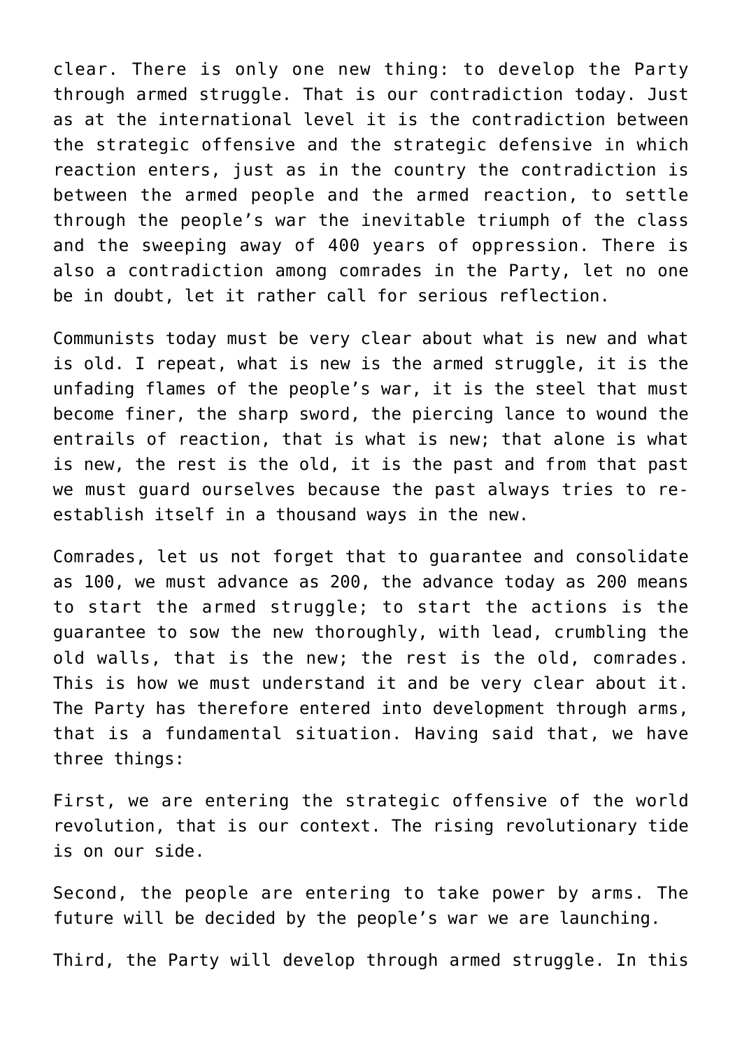clear. There is only one new thing: to develop the Party through armed struggle. That is our contradiction today. Just as at the international level it is the contradiction between the strategic offensive and the strategic defensive in which reaction enters, just as in the country the contradiction is between the armed people and the armed reaction, to settle through the people's war the inevitable triumph of the class and the sweeping away of 400 years of oppression. There is also a contradiction among comrades in the Party, let no one be in doubt, let it rather call for serious reflection.

Communists today must be very clear about what is new and what is old. I repeat, what is new is the armed struggle, it is the unfading flames of the people's war, it is the steel that must become finer, the sharp sword, the piercing lance to wound the entrails of reaction, that is what is new; that alone is what is new, the rest is the old, it is the past and from that past we must guard ourselves because the past always tries to re-establish itself in a thousand ways in the new.

Comrades, let us not forget that to guarantee and consolidate as 100, we must advance as 200, the advance today as 200 means to start the armed struggle; to start the actions is the guarantee to sow the new thoroughly, with lead, crumbling the old walls, that is the new; the rest is the old, comrades. This is how we must understand it and be very clear about it. The Party has therefore entered into development through arms, that is a fundamental situation. Having said that, we have three things:

First, we are entering the strategic offensive of the world revolution, that is our context. The rising revolutionary tide is on our side.

Second, the people are entering to take power by arms. The future will be decided by the people's war we are launching.

Third, the Party will develop through armed struggle. In this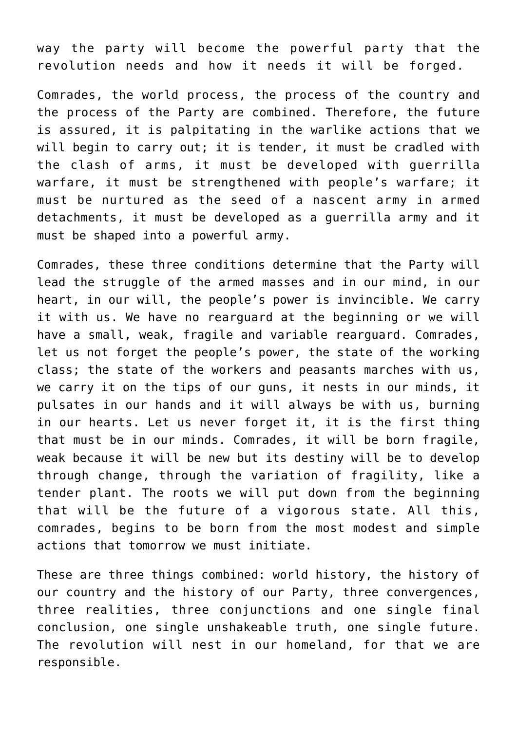way the party will become the powerful party that the revolution needs and how it needs it will be forged.

Comrades, the world process, the process of the country and the process of the Party are combined. Therefore, the future is assured, it is palpitating in the warlike actions that we will begin to carry out; it is tender, it must be cradled with the clash of arms, it must be developed with guerrilla warfare, it must be strengthened with people's warfare; it must be nurtured as the seed of a nascent army in armed detachments, it must be developed as a guerrilla army and it must be shaped into a powerful army.

Comrades, these three conditions determine that the Party will lead the struggle of the armed masses and in our mind, in our heart, in our will, the people's power is invincible. We carry it with us. We have no rearguard at the beginning or we will have a small, weak, fragile and variable rearguard. Comrades, let us not forget the people's power, the state of the working class; the state of the workers and peasants marches with us, we carry it on the tips of our guns, it nests in our minds, it pulsates in our hands and it will always be with us, burning in our hearts. Let us never forget it, it is the first thing that must be in our minds. Comrades, it will be born fragile, weak because it will be new but its destiny will be to develop through change, through the variation of fragility, like a tender plant. The roots we will put down from the beginning that will be the future of a vigorous state. All this, comrades, begins to be born from the most modest and simple actions that tomorrow we must initiate.

These are three things combined: world history, the history of our country and the history of our Party, three convergences, three realities, three conjunctions and one single final conclusion, one single unshakeable truth, one single future. The revolution will nest in our homeland, for that we are responsible.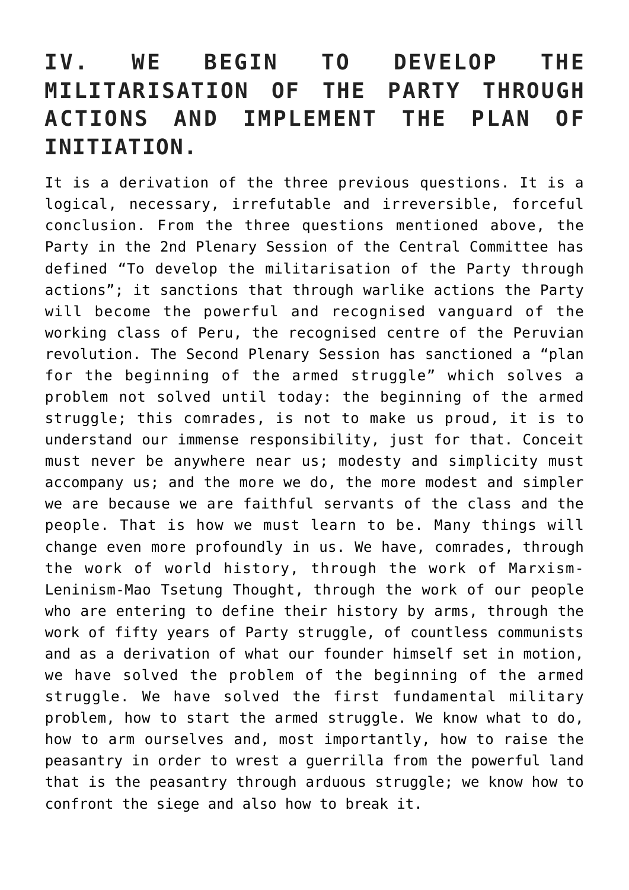## IV. WE BEGIN TO DEVELOP THE MILITARISATION OF THE PARTY THROUGH ACTIONS AND IMPLEMENT THE PLAN OF INITIATION.

It is a derivation of the three previous questions. It is a logical, necessary, irrefutable and irreversible, forceful conclusion. From the three questions mentioned above, the Party in the 2nd Plenary Session of the Central Committee has defined "To develop the militarisation of the Party through actions"; it sanctions that through warlike actions the Party will become the powerful and recognised vanguard of the working class of Peru, the recognised centre of the Peruvian revolution. The Second Plenary Session has sanctioned a "plan for the beginning of the armed struggle" which solves a problem not solved until today: the beginning of the armed struggle; this comrades, is not to make us proud, it is to understand our immense responsibility, just for that. Conceit must never be anywhere near us; modesty and simplicity must accompany us; and the more we do, the more modest and simpler we are because we are faithful servants of the class and the people. That is how we must learn to be. Many things will change even more profoundly in us. We have, comrades, through the work of world history, through the work of Marxism-Leninism-Mao Tsetung Thought, through the work of our people who are entering to define their history by arms, through the work of fifty years of Party struggle, of countless communists and as a derivation of what our founder himself set in motion, we have solved the problem of the beginning of the armed struggle. We have solved the first fundamental military problem, how to start the armed struggle. We know what to do, how to arm ourselves and, most importantly, how to raise the peasantry in order to wrest a guerrilla from the powerful land that is the peasantry through arduous struggle; we know how to confront the siege and also how to break it.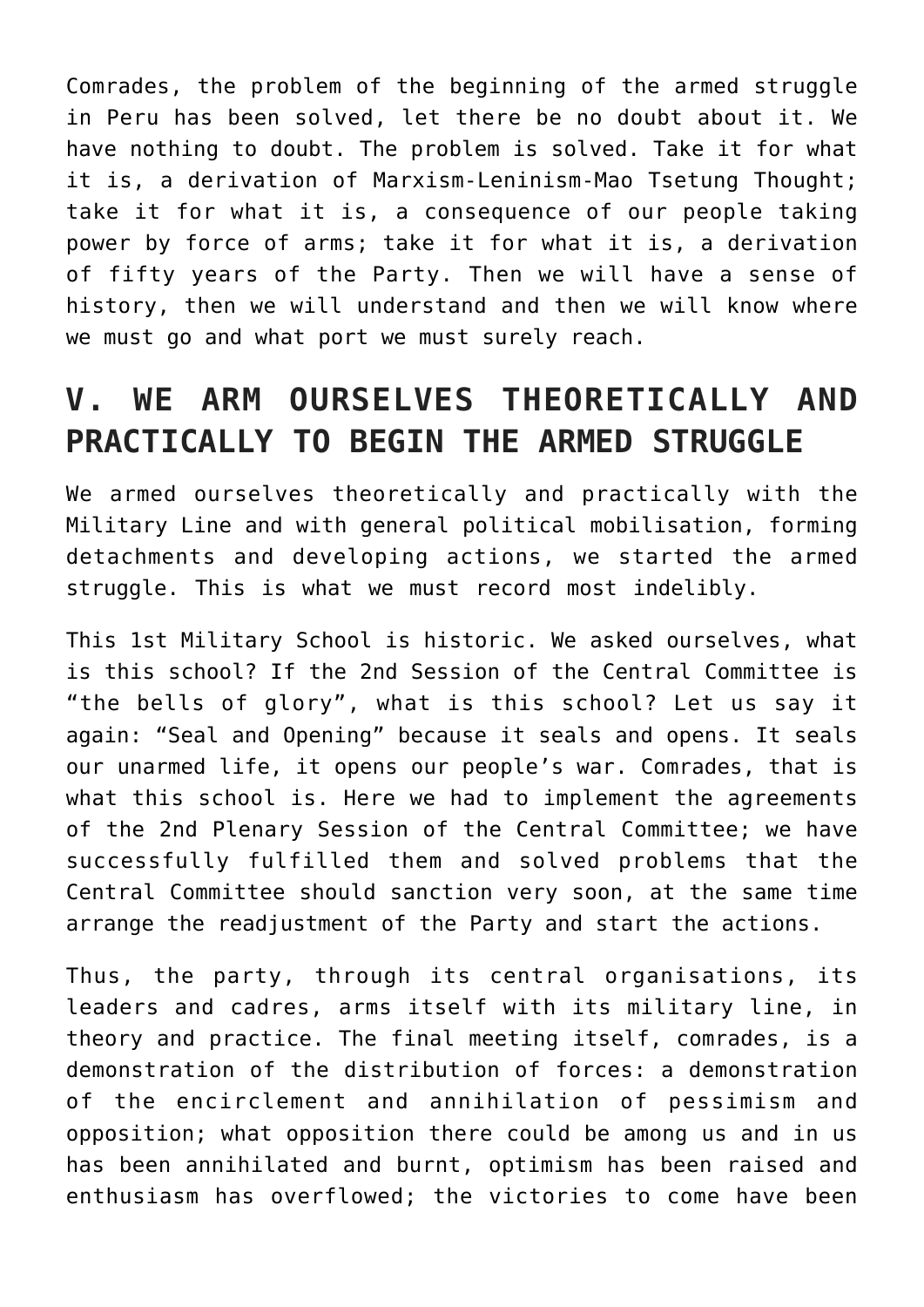Comrades, the problem of the beginning of the armed struggle in Peru has been solved, let there be no doubt about it. We have nothing to doubt. The problem is solved. Take it for what it is, a derivation of Marxism-Leninism-Mao Tsetung Thought; take it for what it is, a consequence of our people taking power by force of arms; take it for what it is, a derivation of fifty years of the Party. Then we will have a sense of history, then we will understand and then we will know where we must go and what port we must surely reach.

## V. WE ARM OURSELVES THEORETICALLY AND PRACTICALLY TO BEGIN THE ARMED STRUGGLE

We armed ourselves theoretically and practically with the Military Line and with general political mobilisation, forming detachments and developing actions, we started the armed struggle. This is what we must record most indelibly.

This 1st Military School is historic. We asked ourselves, what is this school? If the 2nd Session of the Central Committee is "the bells of glory", what is this school? Let us say it again: "Seal and Opening" because it seals and opens. It seals our unarmed life, it opens our people's war. Comrades, that is what this school is. Here we had to implement the agreements of the 2nd Plenary Session of the Central Committee; we have successfully fulfilled them and solved problems that the Central Committee should sanction very soon, at the same time arrange the readjustment of the Party and start the actions.

Thus, the party, through its central organisations, its leaders and cadres, arms itself with its military line, in theory and practice. The final meeting itself, comrades, is a demonstration of the distribution of forces: a demonstration of the encirclement and annihilation of pessimism and opposition; what opposition there could be among us and in us has been annihilated and burnt, optimism has been raised and enthusiasm has overflowed; the victories to come have been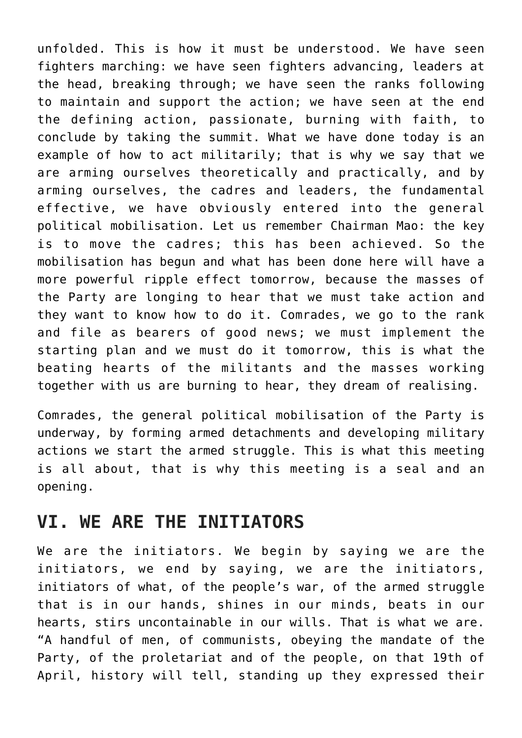unfolded. This is how it must be understood. We have seen fighters marching: we have seen fighters advancing, leaders at the head, breaking through; we have seen the ranks following to maintain and support the action; we have seen at the end the defining action, passionate, burning with faith, to conclude by taking the summit. What we have done today is an example of how to act militarily; that is why we say that we are arming ourselves theoretically and practically, and by arming ourselves, the cadres and leaders, the fundamental effective, we have obviously entered into the general political mobilisation. Let us remember Chairman Mao: the key is to move the cadres; this has been achieved. So the mobilisation has begun and what has been done here will have a more powerful ripple effect tomorrow, because the masses of the Party are longing to hear that we must take action and they want to know how to do it. Comrades, we go to the rank and file as bearers of good news; we must implement the starting plan and we must do it tomorrow, this is what the beating hearts of the militants and the masses working together with us are burning to hear, they dream of realising.

Comrades, the general political mobilisation of the Party is underway, by forming armed detachments and developing military actions we start the armed struggle. This is what this meeting is all about, that is why this meeting is a seal and an opening.

## VI. WE ARE THE INITIATORS

We are the initiators. We begin by saying we are the initiators, we end by saying, we are the initiators, initiators of what, of the people's war, of the armed struggle that is in our hands, shines in our minds, beats in our hearts, stirs uncontainable in our wills. That is what we are. "A handful of men, of communists, obeying the mandate of the Party, of the proletariat and of the people, on that 19th of April, history will tell, standing up they expressed their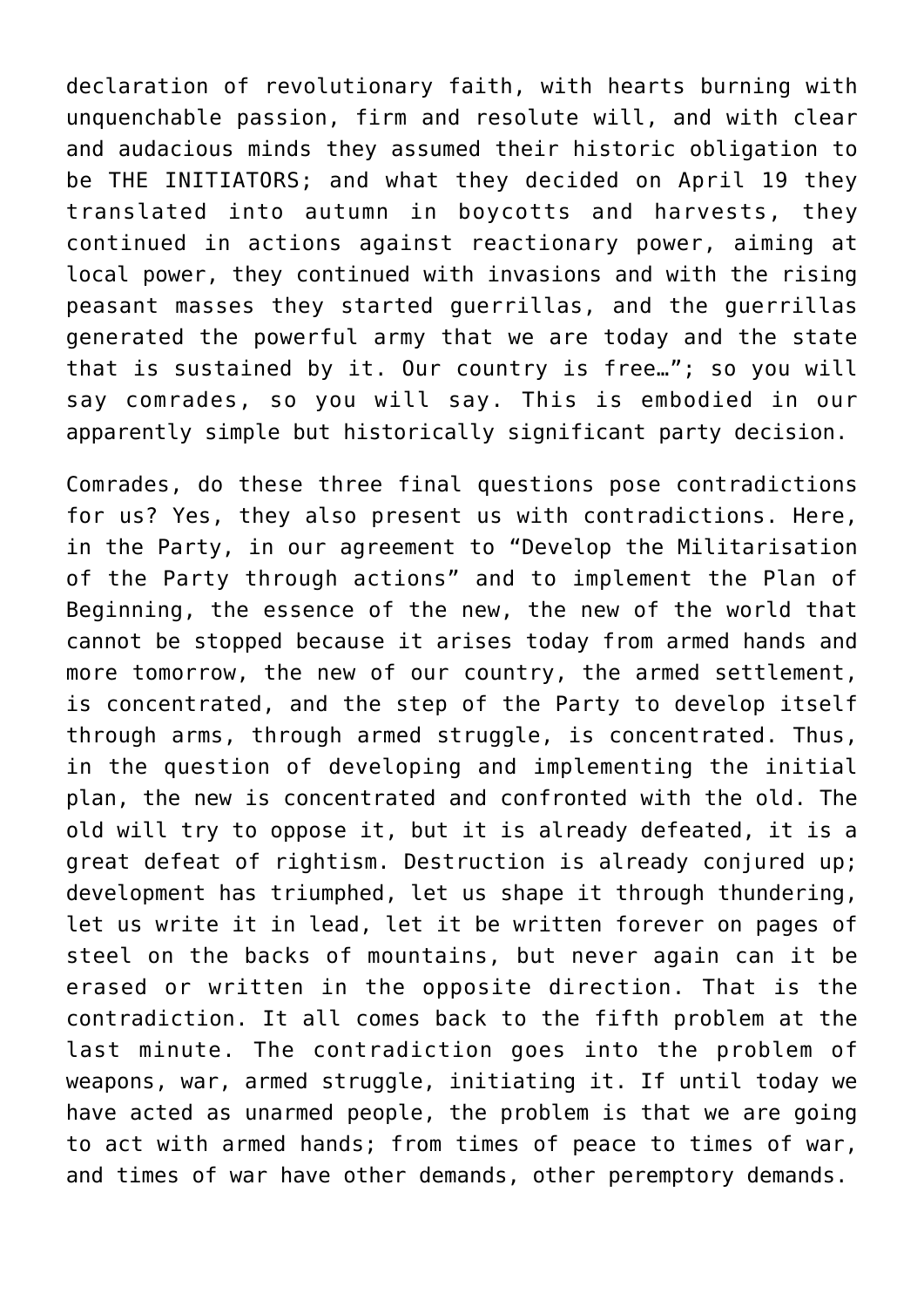declaration of revolutionary faith, with hearts burning with unquenchable passion, firm and resolute will, and with clear and audacious minds they assumed their historic obligation to be THE INITIATORS; and what they decided on April 19 they translated into autumn in boycotts and harvests, they continued in actions against reactionary power, aiming at local power, they continued with invasions and with the rising peasant masses they started guerrillas, and the guerrillas generated the powerful army that we are today and the state that is sustained by it. Our country is free…"; so you will say comrades, so you will say. This is embodied in our apparently simple but historically significant party decision.

Comrades, do these three final questions pose contradictions for us? Yes, they also present us with contradictions. Here, in the Party, in our agreement to "Develop the Militarisation of the Party through actions" and to implement the Plan of Beginning, the essence of the new, the new of the world that cannot be stopped because it arises today from armed hands and more tomorrow, the new of our country, the armed settlement, is concentrated, and the step of the Party to develop itself through arms, through armed struggle, is concentrated. Thus, in the question of developing and implementing the initial plan, the new is concentrated and confronted with the old. The old will try to oppose it, but it is already defeated, it is a great defeat of rightism. Destruction is already conjured up; development has triumphed, let us shape it through thundering, let us write it in lead, let it be written forever on pages of steel on the backs of mountains, but never again can it be erased or written in the opposite direction. That is the contradiction. It all comes back to the fifth problem at the last minute. The contradiction goes into the problem of weapons, war, armed struggle, initiating it. If until today we have acted as unarmed people, the problem is that we are going to act with armed hands; from times of peace to times of war, and times of war have other demands, other peremptory demands.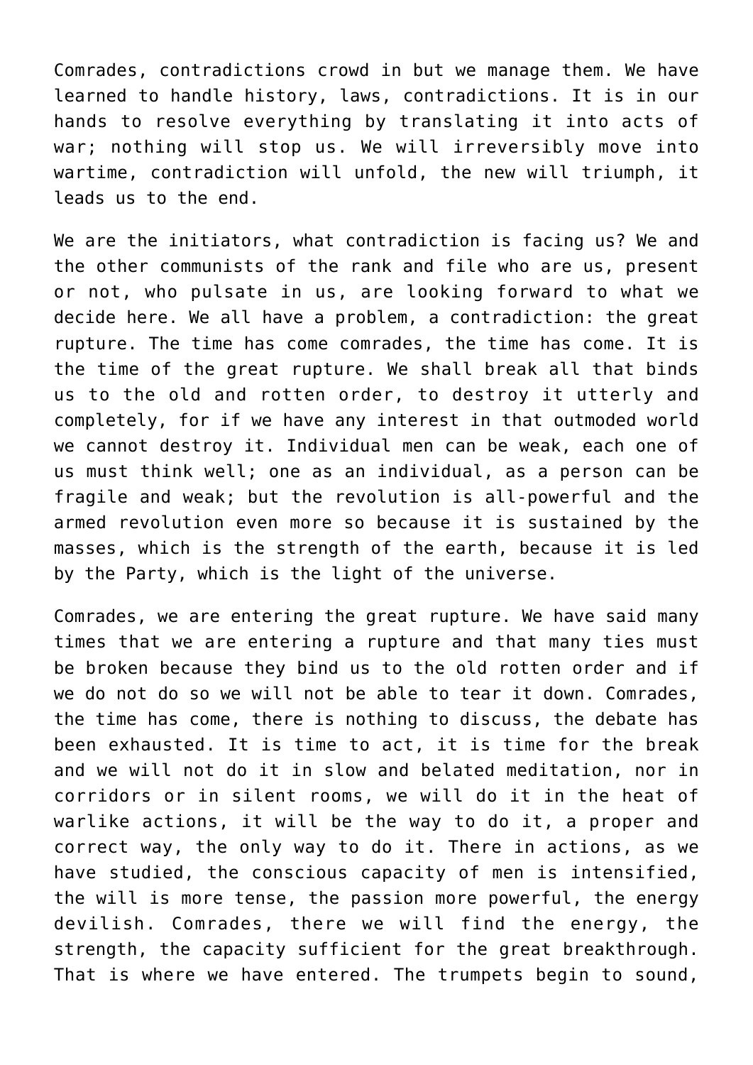Comrades, contradictions crowd in but we manage them. We have learned to handle history, laws, contradictions. It is in our hands to resolve everything by translating it into acts of war; nothing will stop us. We will irreversibly move into wartime, contradiction will unfold, the new will triumph, it leads us to the end.

We are the initiators, what contradiction is facing us? We and the other communists of the rank and file who are us, present or not, who pulsate in us, are looking forward to what we decide here. We all have a problem, a contradiction: the great rupture. The time has come comrades, the time has come. It is the time of the great rupture. We shall break all that binds us to the old and rotten order, to destroy it utterly and completely, for if we have any interest in that outmoded world we cannot destroy it. Individual men can be weak, each one of us must think well; one as an individual, as a person can be fragile and weak; but the revolution is all-powerful and the armed revolution even more so because it is sustained by the masses, which is the strength of the earth, because it is led by the Party, which is the light of the universe.

Comrades, we are entering the great rupture. We have said many times that we are entering a rupture and that many ties must be broken because they bind us to the old rotten order and if we do not do so we will not be able to tear it down. Comrades, the time has come, there is nothing to discuss, the debate has been exhausted. It is time to act, it is time for the break and we will not do it in slow and belated meditation, nor in corridors or in silent rooms, we will do it in the heat of warlike actions, it will be the way to do it, a proper and correct way, the only way to do it. There in actions, as we have studied, the conscious capacity of men is intensified, the will is more tense, the passion more powerful, the energy devilish. Comrades, there we will find the energy, the strength, the capacity sufficient for the great breakthrough. That is where we have entered. The trumpets begin to sound,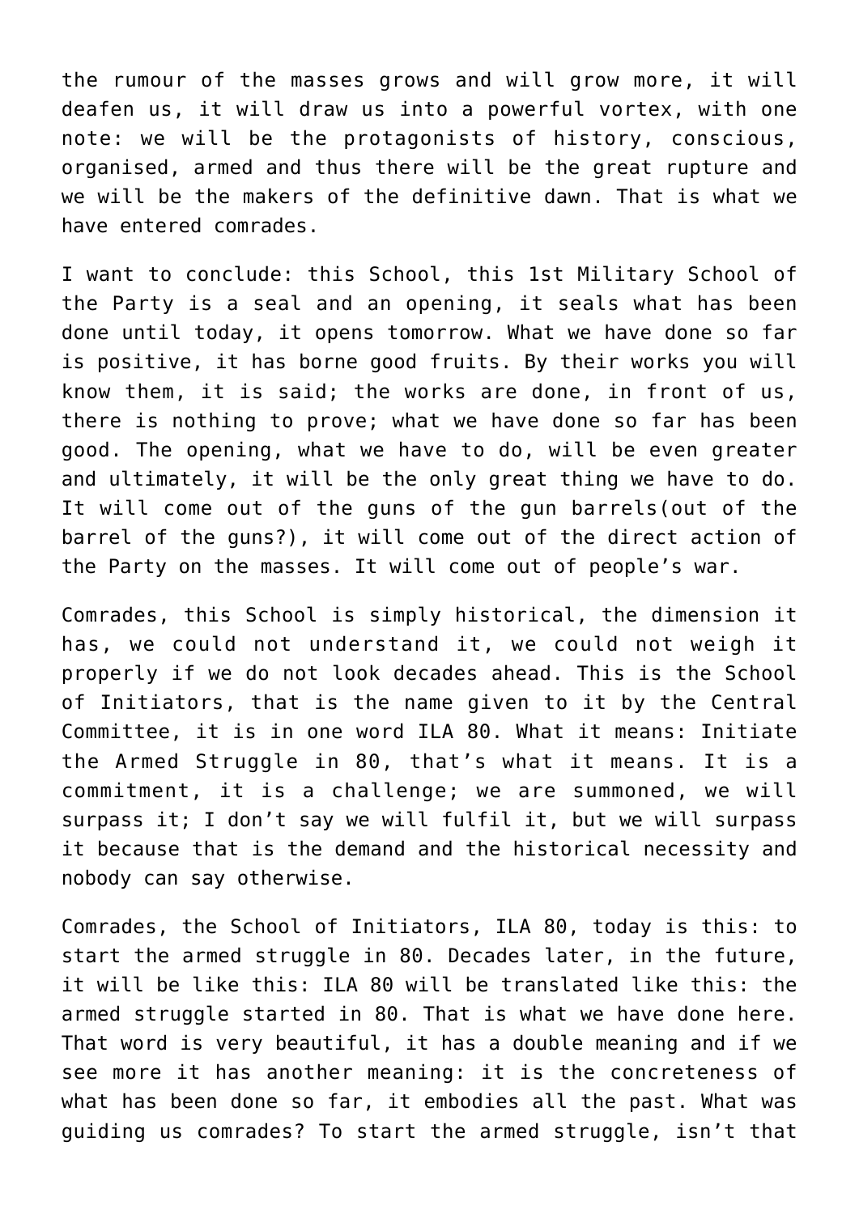the rumour of the masses grows and will grow more, it will deafen us, it will draw us into a powerful vortex, with one note: we will be the protagonists of history, conscious, organised, armed and thus there will be the great rupture and we will be the makers of the definitive dawn. That is what we have entered comrades.

I want to conclude: this School, this 1st Military School of the Party is a seal and an opening, it seals what has been done until today, it opens tomorrow. What we have done so far is positive, it has borne good fruits. By their works you will know them, it is said; the works are done, in front of us, there is nothing to prove; what we have done so far has been good. The opening, what we have to do, will be even greater and ultimately, it will be the only great thing we have to do. It will come out of the guns of the gun barrels(out of the barrel of the guns?), it will come out of the direct action of the Party on the masses. It will come out of people's war.

Comrades, this School is simply historical, the dimension it has, we could not understand it, we could not weigh it properly if we do not look decades ahead. This is the School of Initiators, that is the name given to it by the Central Committee, it is in one word ILA 80. What it means: Initiate the Armed Struggle in 80, that's what it means. It is a commitment, it is a challenge; we are summoned, we will surpass it; I don't say we will fulfil it, but we will surpass it because that is the demand and the historical necessity and nobody can say otherwise.

Comrades, the School of Initiators, ILA 80, today is this: to start the armed struggle in 80. Decades later, in the future, it will be like this: ILA 80 will be translated like this: the armed struggle started in 80. That is what we have done here. That word is very beautiful, it has a double meaning and if we see more it has another meaning: it is the concreteness of what has been done so far, it embodies all the past. What was guiding us comrades? To start the armed struggle, isn't that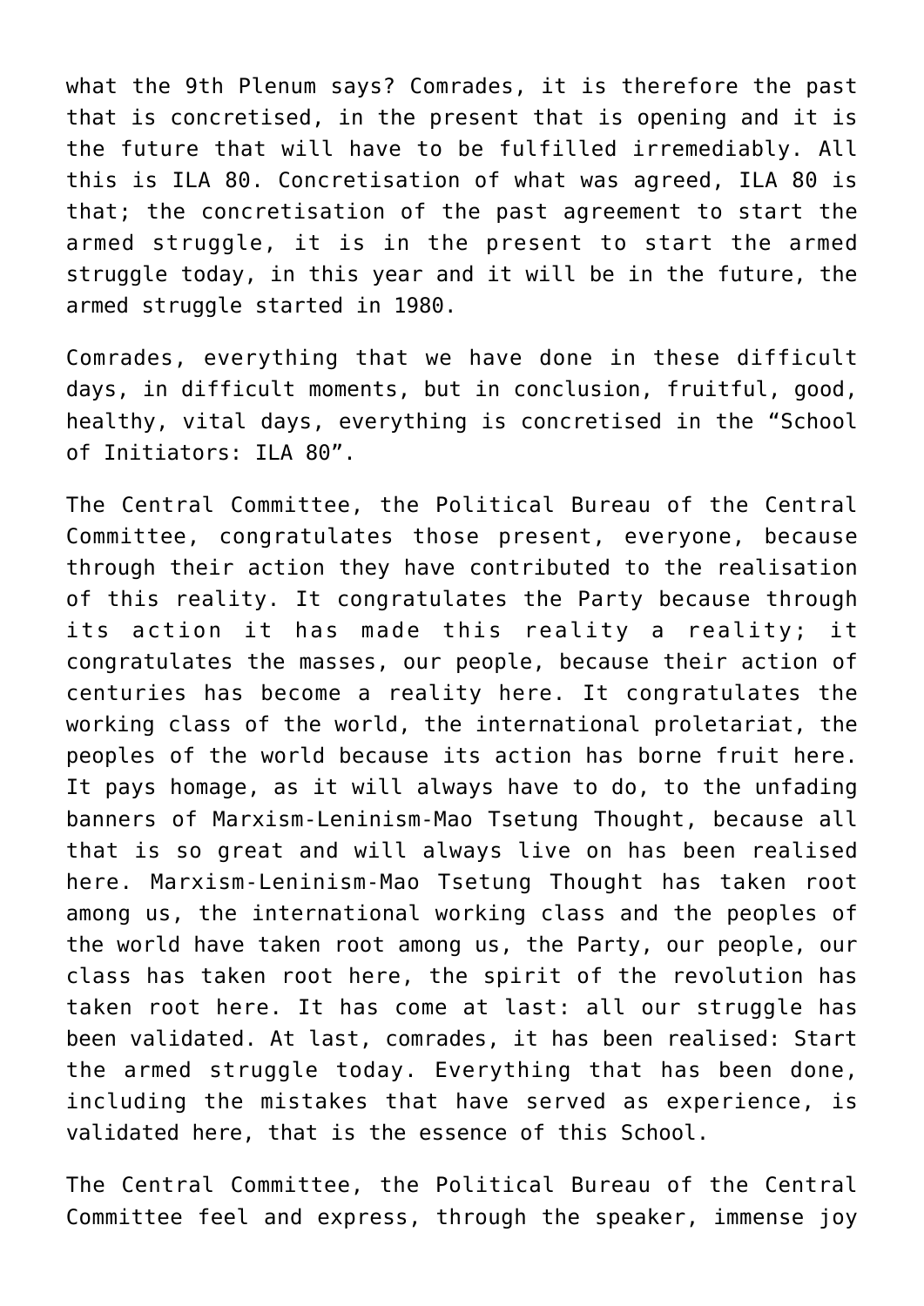what the 9th Plenum says? Comrades, it is therefore the past that is concretised, in the present that is opening and it is the future that will have to be fulfilled irremediably. All this is ILA 80. Concretisation of what was agreed, ILA 80 is that; the concretisation of the past agreement to start the armed struggle, it is in the present to start the armed struggle today, in this year and it will be in the future, the armed struggle started in 1980.

Comrades, everything that we have done in these difficult days, in difficult moments, but in conclusion, fruitful, good, healthy, vital days, everything is concretised in the "School of Initiators: ILA 80".

The Central Committee, the Political Bureau of the Central Committee, congratulates those present, everyone, because through their action they have contributed to the realisation of this reality. It congratulates the Party because through its action it has made this reality a reality; it congratulates the masses, our people, because their action of centuries has become a reality here. It congratulates the working class of the world, the international proletariat, the peoples of the world because its action has borne fruit here. It pays homage, as it will always have to do, to the unfading banners of Marxism-Leninism-Mao Tsetung Thought, because all that is so great and will always live on has been realised here. Marxism-Leninism-Mao Tsetung Thought has taken root among us, the international working class and the peoples of the world have taken root among us, the Party, our people, our class has taken root here, the spirit of the revolution has taken root here. It has come at last: all our struggle has been validated. At last, comrades, it has been realised: Start the armed struggle today. Everything that has been done, including the mistakes that have served as experience, is validated here, that is the essence of this School.

The Central Committee, the Political Bureau of the Central Committee feel and express, through the speaker, immense joy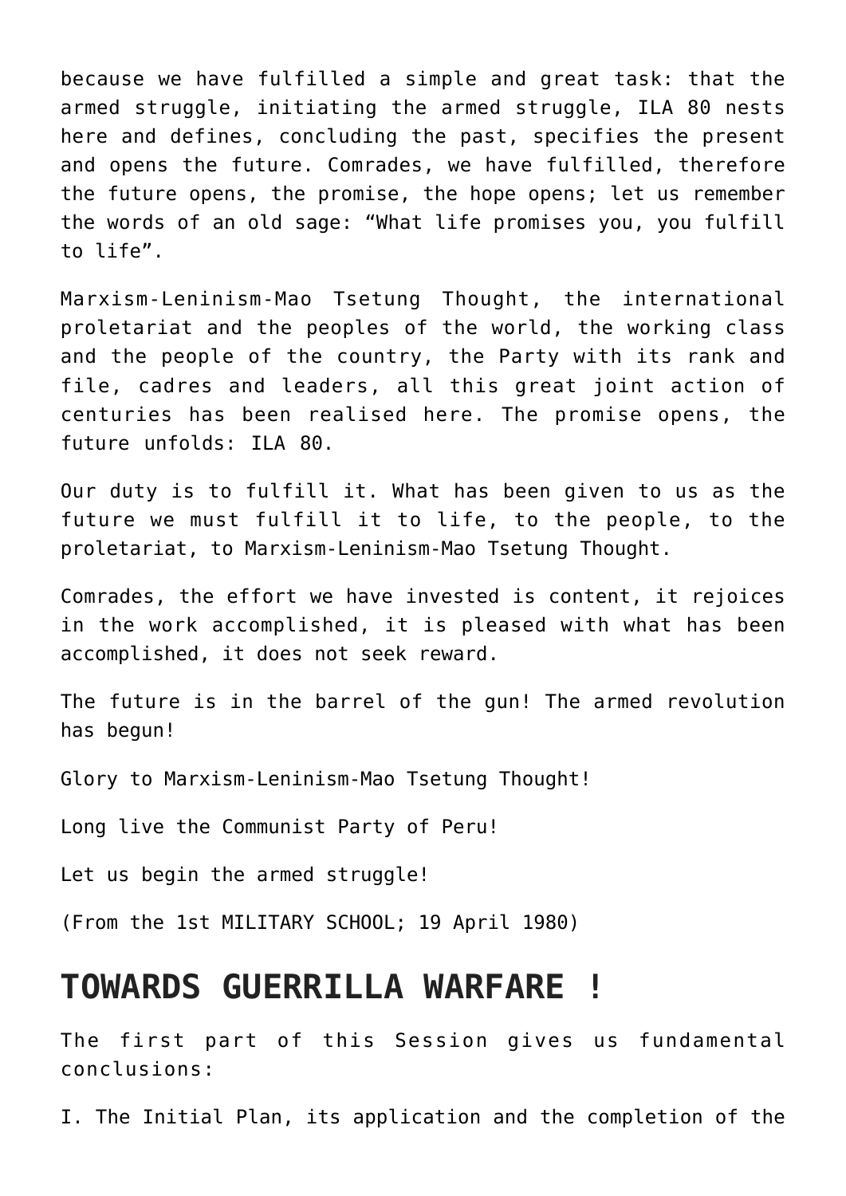because we have fulfilled a simple and great task: that the armed struggle, initiating the armed struggle, ILA 80 nests here and defines, concluding the past, specifies the present and opens the future. Comrades, we have fulfilled, therefore the future opens, the promise, the hope opens; let us remember the words of an old sage: "What life promises you, you fulfill to life".

Marxism-Leninism-Mao Tsetung Thought, the international proletariat and the peoples of the world, the working class and the people of the country, the Party with its rank and file, cadres and leaders, all this great joint action of centuries has been realised here. The promise opens, the future unfolds: ILA 80.

Our duty is to fulfill it. What has been given to us as the future we must fulfill it to life, to the people, to the proletariat, to Marxism-Leninism-Mao Tsetung Thought.

Comrades, the effort we have invested is content, it rejoices in the work accomplished, it is pleased with what has been accomplished, it does not seek reward.

The future is in the barrel of the gun! The armed revolution has begun!

Glory to Marxism-Leninism-Mao Tsetung Thought!

Long live the Communist Party of Peru!

Let us begin the armed struggle!

(From the 1st MILITARY SCHOOL; 19 April 1980)

## TOWARDS GUERRILLA WARFARE !

The first part of this Session gives us fundamental conclusions:

I. The Initial Plan, its application and the completion of the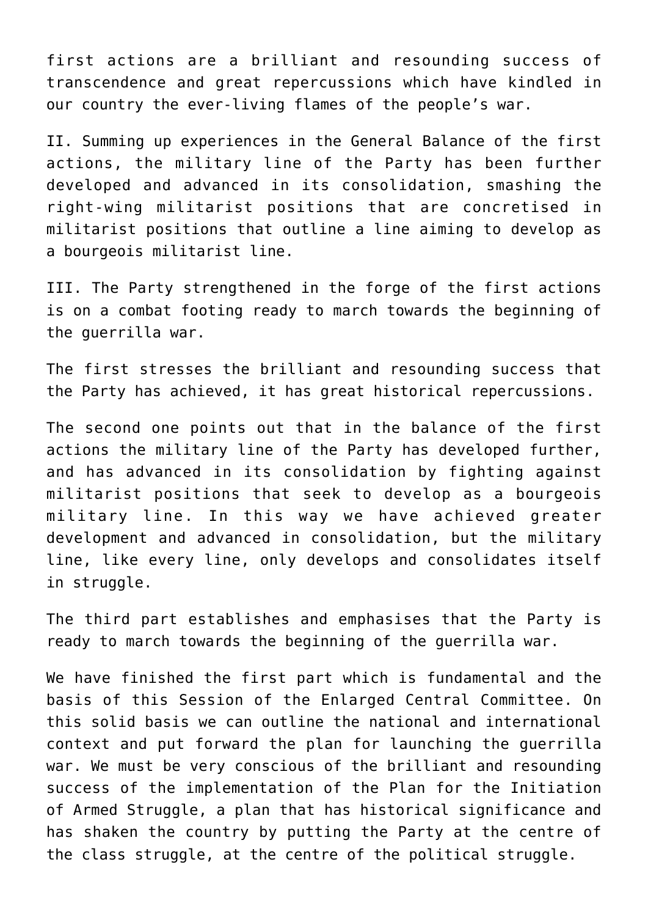first actions are a brilliant and resounding success of transcendence and great repercussions which have kindled in our country the ever-living flames of the people's war.

II. Summing up experiences in the General Balance of the first actions, the military line of the Party has been further developed and advanced in its consolidation, smashing the right-wing militarist positions that are concretised in militarist positions that outline a line aiming to develop as a bourgeois militarist line.

III. The Party strengthened in the forge of the first actions is on a combat footing ready to march towards the beginning of the guerrilla war.

The first stresses the brilliant and resounding success that the Party has achieved, it has great historical repercussions.

The second one points out that in the balance of the first actions the military line of the Party has developed further, and has advanced in its consolidation by fighting against militarist positions that seek to develop as a bourgeois military line. In this way we have achieved greater development and advanced in consolidation, but the military line, like every line, only develops and consolidates itself in struggle.

The third part establishes and emphasises that the Party is ready to march towards the beginning of the guerrilla war.

We have finished the first part which is fundamental and the basis of this Session of the Enlarged Central Committee. On this solid basis we can outline the national and international context and put forward the plan for launching the guerrilla war. We must be very conscious of the brilliant and resounding success of the implementation of the Plan for the Initiation of Armed Struggle, a plan that has historical significance and has shaken the country by putting the Party at the centre of the class struggle, at the centre of the political struggle.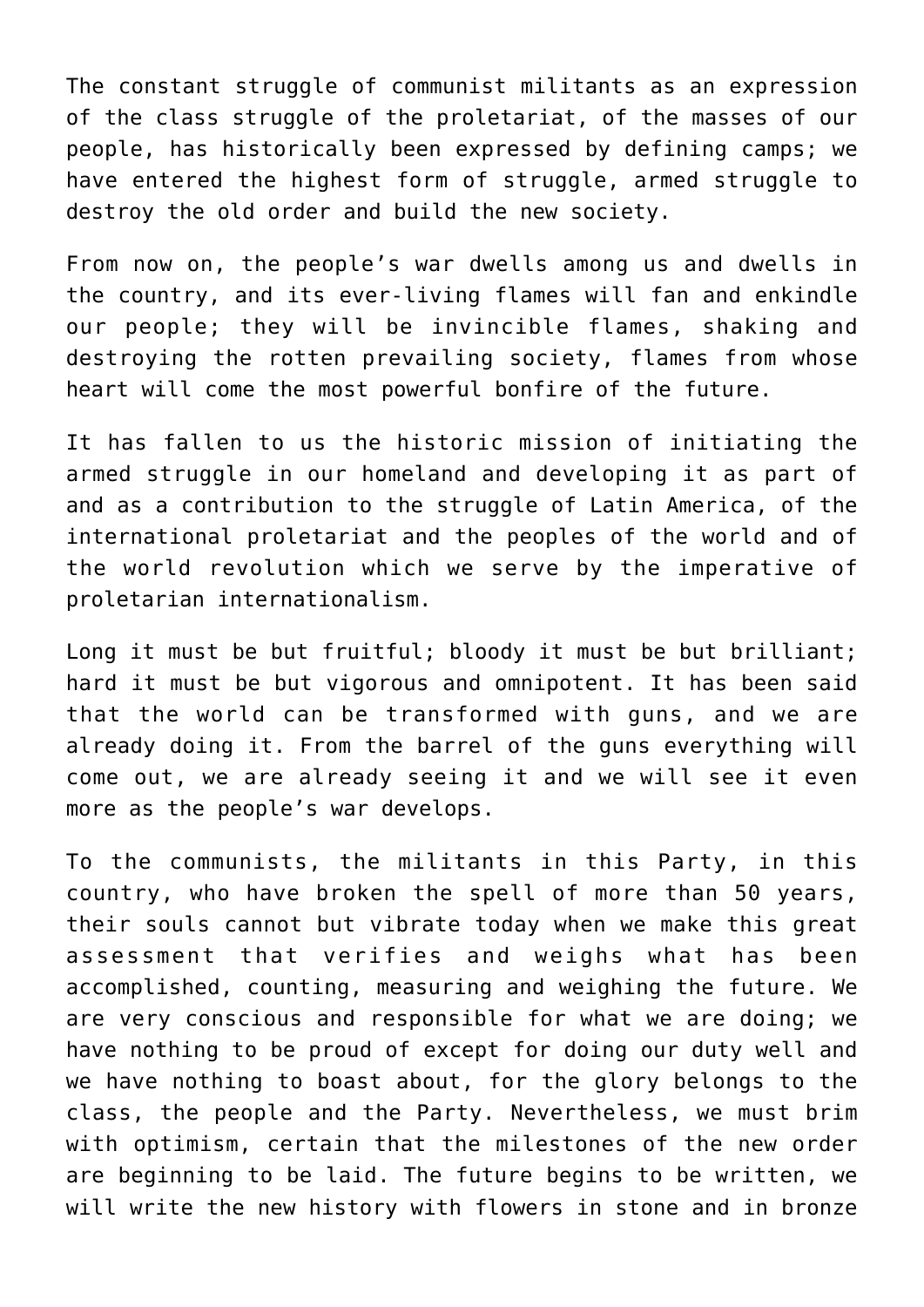The constant struggle of communist militants as an expression of the class struggle of the proletariat, of the masses of our people, has historically been expressed by defining camps; we have entered the highest form of struggle, armed struggle to destroy the old order and build the new society.

From now on, the people's war dwells among us and dwells in the country, and its ever-living flames will fan and enkindle our people; they will be invincible flames, shaking and destroying the rotten prevailing society, flames from whose heart will come the most powerful bonfire of the future.

It has fallen to us the historic mission of initiating the armed struggle in our homeland and developing it as part of and as a contribution to the struggle of Latin America, of the international proletariat and the peoples of the world and of the world revolution which we serve by the imperative of proletarian internationalism.

Long it must be but fruitful; bloody it must be but brilliant; hard it must be but vigorous and omnipotent. It has been said that the world can be transformed with guns, and we are already doing it. From the barrel of the guns everything will come out, we are already seeing it and we will see it even more as the people's war develops.

To the communists, the militants in this Party, in this country, who have broken the spell of more than 50 years, their souls cannot but vibrate today when we make this great assessment that verifies and weighs what has been accomplished, counting, measuring and weighing the future. We are very conscious and responsible for what we are doing; we have nothing to be proud of except for doing our duty well and we have nothing to boast about, for the glory belongs to the class, the people and the Party. Nevertheless, we must brim with optimism, certain that the milestones of the new order are beginning to be laid. The future begins to be written, we will write the new history with flowers in stone and in bronze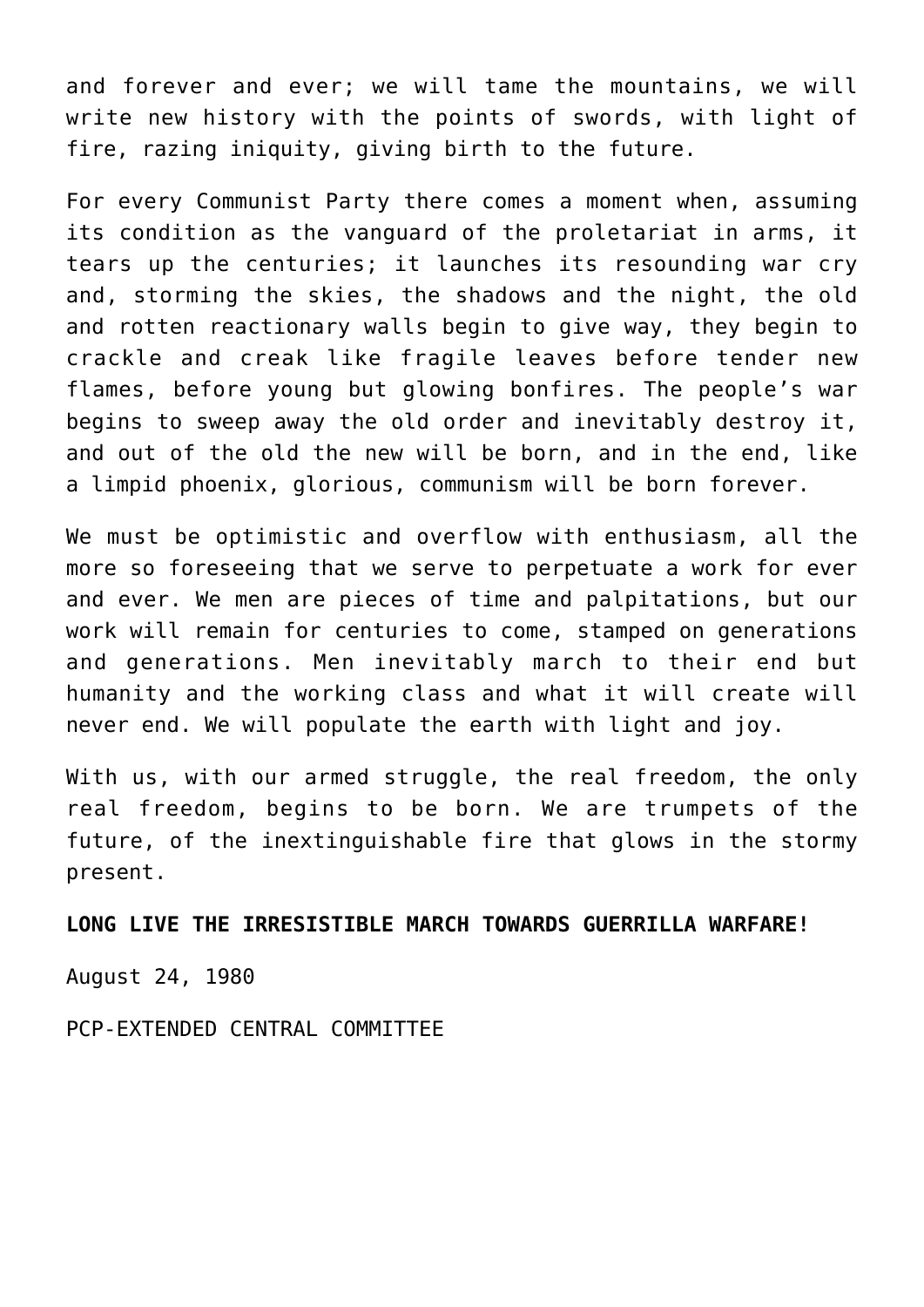and forever and ever; we will tame the mountains, we will write new history with the points of swords, with light of fire, razing iniquity, giving birth to the future.

For every Communist Party there comes a moment when, assuming its condition as the vanguard of the proletariat in arms, it tears up the centuries; it launches its resounding war cry and, storming the skies, the shadows and the night, the old and rotten reactionary walls begin to give way, they begin to crackle and creak like fragile leaves before tender new flames, before young but glowing bonfires. The people's war begins to sweep away the old order and inevitably destroy it, and out of the old the new will be born, and in the end, like a limpid phoenix, glorious, communism will be born forever.

We must be optimistic and overflow with enthusiasm, all the more so foreseeing that we serve to perpetuate a work for ever and ever. We men are pieces of time and palpitations, but our work will remain for centuries to come, stamped on generations and generations. Men inevitably march to their end but humanity and the working class and what it will create will never end. We will populate the earth with light and joy.

With us, with our armed struggle, the real freedom, the only real freedom, begins to be born. We are trumpets of the future, of the inextinguishable fire that glows in the stormy present.

**LONG LIVE THE IRRESISTIBLE MARCH TOWARDS GUERRILLA WARFARE!**

August 24, 1980

PCP-EXTENDED CENTRAL COMMITTEE